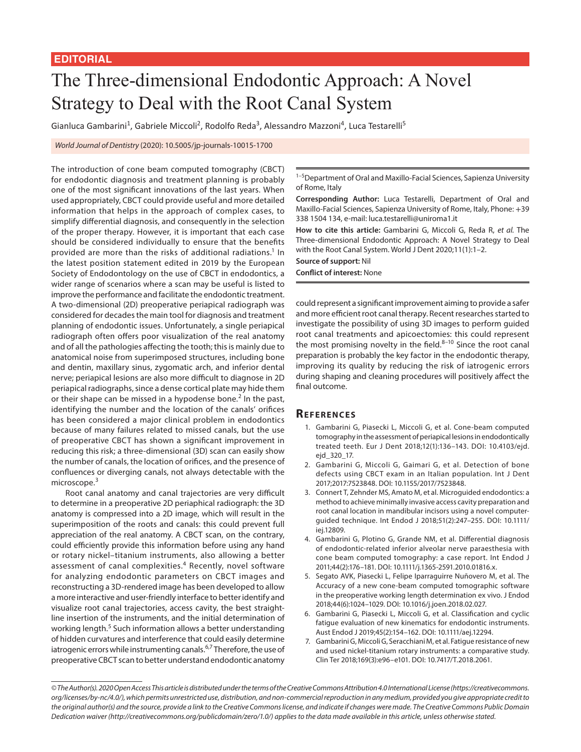**EDITORIAL**

# The Three-dimensional Endodontic Approach: A Novel Strategy to Deal with the Root Canal System

Gianluca Gambarini[1], Gabriele Miccoli[2], Rodolfo Reda[3], Alessandro Mazzoni[4], Luca Testarelli[5]

*World Journal of Dentistry* (2020): 10.5005/jp-journals-10015-1700

[1–5]Department of Oral and Maxillo-Facial Sciences, Sapienza University of Rome, Italy

**Corresponding Author:** Luca Testarelli, Department of Oral and Maxillo-Facial Sciences, Sapienza University of Rome, Italy, Phone: +39 338 1504 134, e-mail: luca.testarelli@uniroma1.it

**How to cite this article:** Gambarini G, Miccoli G, Reda R, *et al.* The Three-dimensional Endodontic Approach: A Novel Strategy to Deal with the Root Canal System. World J Dent 2020;11(1):1–2.

**Source of support:** Nil

**Conflict of interest:** None

The introduction of cone beam computed tomography (CBCT) for endodontic diagnosis and treatment planning is probably one of the most significant innovations of the last years. When used appropriately, CBCT could provide useful and more detailed information that helps in the approach of complex cases, to simplify differential diagnosis, and consequently in the selection of the proper therapy. However, it is important that each case should be considered individually to ensure that the benefits provided are more than the risks of additional radiations.[1] In the latest position statement edited in 2019 by the European Society of Endodontology on the use of CBCT in endodontics, a wider range of scenarios where a scan may be useful is listed to improve the performance and facilitate the endodontic treatment. A two-dimensional (2D) preoperative periapical radiograph was considered for decades the main tool for diagnosis and treatment planning of endodontic issues. Unfortunately, a single periapical radiograph often offers poor visualization of the real anatomy and of all the pathologies affecting the tooth; this is mainly due to anatomical noise from superimposed structures, including bone and dentin, maxillary sinus, zygomatic arch, and inferior dental nerve; periapical lesions are also more difficult to diagnose in 2D periapical radiographs, since a dense cortical plate may hide them or their shape can be missed in a hypodense bone.[2] In the past, identifying the number and the location of the canals' orifices has been considered a major clinical problem in endodontics because of many failures related to missed canals, but the use of preoperative CBCT has shown a significant improvement in reducing this risk; a three-dimensional (3D) scan can easily show the number of canals, the location of orifices, and the presence of confluences or diverging canals, not always detectable with the microscope.[3]

Root canal anatomy and canal trajectories are very difficult to determine in a preoperative 2D periaphical radiograph: the 3D anatomy is compressed into a 2D image, which will result in the superimposition of the roots and canals: this could prevent full appreciation of the real anatomy. A CBCT scan, on the contrary, could efficiently provide this information before using any hand or rotary nickel–titanium instruments, also allowing a better assessment of canal complexities.[4] Recently, novel software for analyzing endodontic parameters on CBCT images and reconstructing a 3D-rendered image has been developed to allow a more interactive and user-friendly interface to better identify and visualize root canal trajectories, access cavity, the best straight-line insertion of the instruments, and the initial determination of working length.[5] Such information allows a better understanding of hidden curvatures and interference that could easily determine iatrogenic errors while instrumenting canals.[6,7] Therefore, the use of preoperative CBCT scan to better understand endodontic anatomy could represent a significant improvement aiming to provide a safer and more efficient root canal therapy. Recent researches started to investigate the possibility of using 3D images to perform guided root canal treatments and apicoectomies: this could represent the most promising novelty in the field.[8–10] Since the root canal preparation is probably the key factor in the endodontic therapy, improving its quality by reducing the risk of iatrogenic errors during shaping and cleaning procedures will positively affect the final outcome.

## References

1. Gambarini G, Piasecki L, Miccoli G, et al. Cone-beam computed tomography in the assessment of periapical lesions in endodontically treated teeth. Eur J Dent 2018;12(1):136–143. DOI: 10.4103/ejd.ejd_320_17.
2. Gambarini G, Miccoli G, Gaimari G, et al. Detection of bone defects using CBCT exam in an Italian population. Int J Dent 2017;2017:7523848. DOI: 10.1155/2017/7523848.
3. Connert T, Zehnder MS, Amato M, et al. Microguided endodontics: a method to achieve minimally invasive access cavity preparation and root canal location in mandibular incisors using a novel computer-guided technique. Int Endod J 2018;51(2):247–255. DOI: 10.1111/iej.12809.
4. Gambarini G, Plotino G, Grande NM, et al. Differential diagnosis of endodontic-related inferior alveolar nerve paraesthesia with cone beam computed tomography: a case report. Int Endod J 2011;44(2):176–181. DOI: 10.1111/j.1365-2591.2010.01816.x.
5. Segato AVK, Piasecki L, Felipe Iparraguirre Nuñovero M, et al. The Accuracy of a new cone-beam computed tomographic software in the preoperative working length determination ex vivo. J Endod 2018;44(6):1024–1029. DOI: 10.1016/j.joen.2018.02.027.
6. Gambarini G, Piasecki L, Miccoli G, et al. Classification and cyclic fatigue evaluation of new kinematics for endodontic instruments. Aust Endod J 2019;45(2):154–162. DOI: 10.1111/aej.12294.
7. Gambarini G, Miccoli G, Seracchiani M, et al. Fatigue resistance of new and used nickel-titanium rotary instruments: a comparative study. Clin Ter 2018;169(3):e96–e101. DOI: 10.7417/T.2018.2061.

*© The Author(s). 2020 Open Access This article is distributed under the terms of the Creative Commons Attribution 4.0 International License (https://creativecommons.org/licenses/by-nc/4.0/), which permits unrestricted use, distribution, and non-commercial reproduction in any medium, provided you give appropriate credit to the original author(s) and the source, provide a link to the Creative Commons license, and indicate if changes were made. The Creative Commons Public Domain Dedication waiver (http://creativecommons.org/publicdomain/zero/1.0/) applies to the data made available in this article, unless otherwise stated.*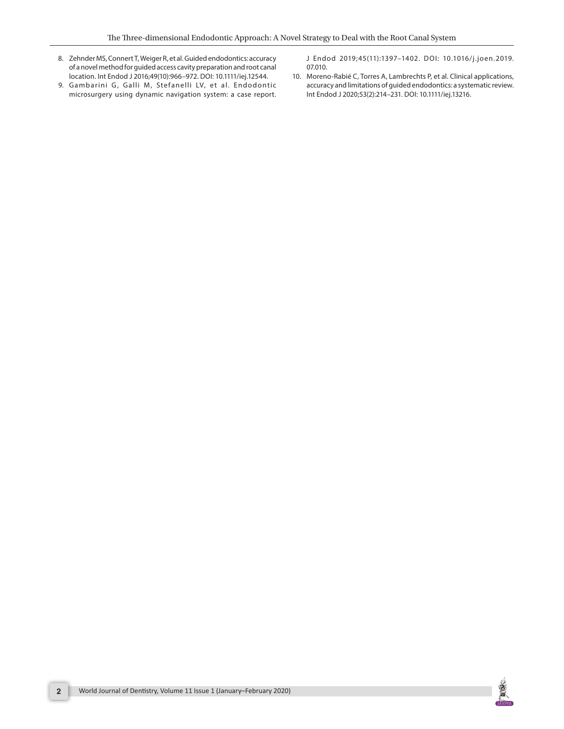8. Zehnder MS, Connert T, Weiger R, et al. Guided endodontics: accuracy of a novel method for guided access cavity preparation and root canal location. Int Endod J 2016;49(10):966–972. DOI: 10.1111/iej.12544.
9. Gambarini G, Galli M, Stefanelli LV, et al. Endodontic microsurgery using dynamic navigation system: a case report. J Endod 2019;45(11):1397–1402. DOI: 10.1016/j.joen.2019.07.010.
10. Moreno-Rabié C, Torres A, Lambrechts P, et al. Clinical applications, accuracy and limitations of guided endodontics: a systematic review. Int Endod J 2020;53(2):214–231. DOI: 10.1111/iej.13216.